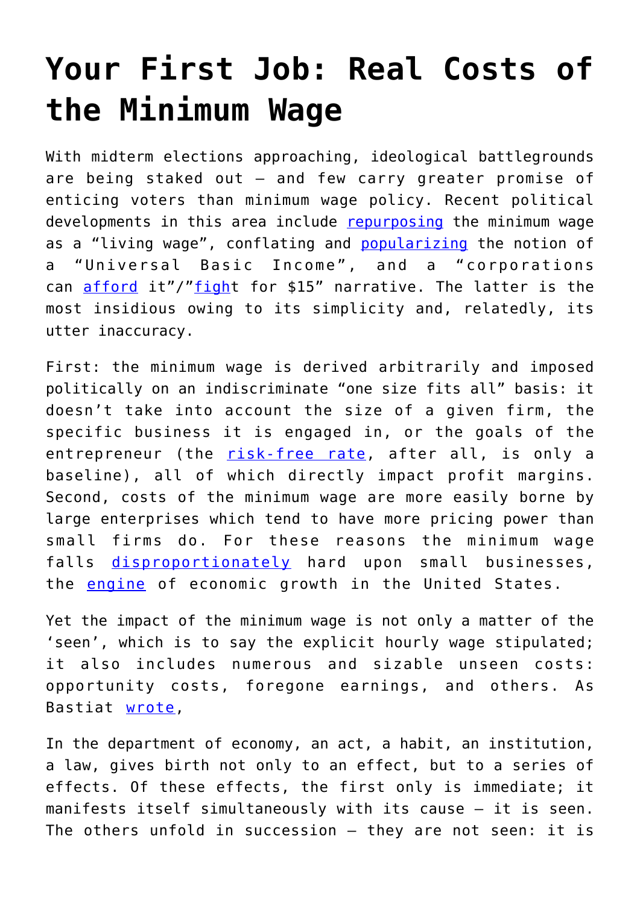# Your First Job: Real Costs of the Minimum Wage

With midterm elections approaching, ideological battlegrounds are being staked out – and few carry greater promise of enticing voters than minimum wage policy. Recent political developments in this area include repurposing the minimum wage as a "living wage", conflating and popularizing the notion of a "Universal Basic Income", and a "corporations can afford it"/"fight for $15" narrative. The latter is the most insidious owing to its simplicity and, relatedly, its utter inaccuracy.

First: the minimum wage is derived arbitrarily and imposed politically on an indiscriminate "one size fits all" basis: it doesn't take into account the size of a given firm, the specific business it is engaged in, or the goals of the entrepreneur (the risk-free rate, after all, is only a baseline), all of which directly impact profit margins. Second, costs of the minimum wage are more easily borne by large enterprises which tend to have more pricing power than small firms do. For these reasons the minimum wage falls disproportionately hard upon small businesses, the engine of economic growth in the United States.

Yet the impact of the minimum wage is not only a matter of the 'seen', which is to say the explicit hourly wage stipulated; it also includes numerous and sizable unseen costs: opportunity costs, foregone earnings, and others. As Bastiat wrote,

In the department of economy, an act, a habit, an institution, a law, gives birth not only to an effect, but to a series of effects. Of these effects, the first only is immediate; it manifests itself simultaneously with its cause – it is seen. The others unfold in succession – they are not seen: it is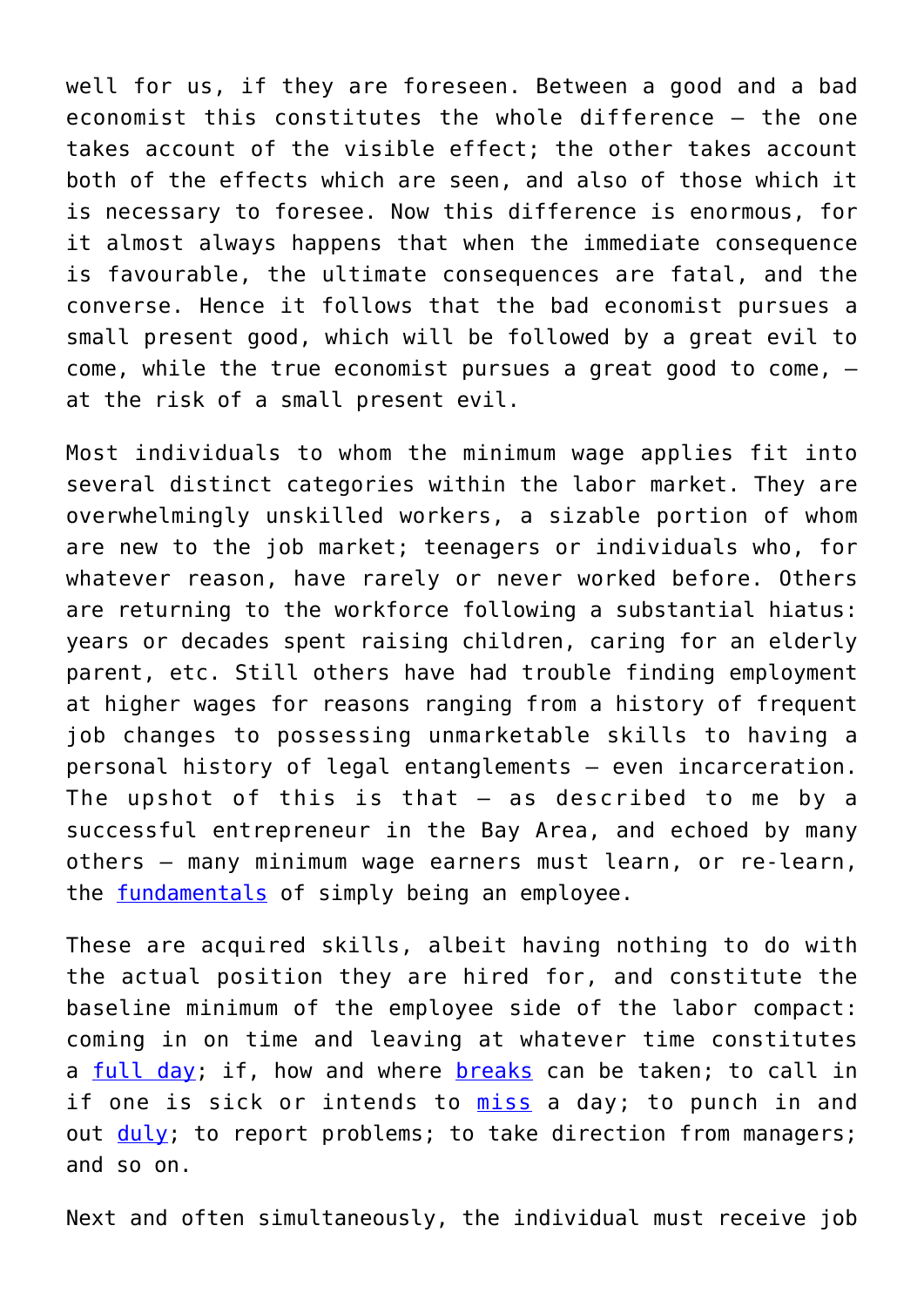well for us, if they are foreseen. Between a good and a bad economist this constitutes the whole difference – the one takes account of the visible effect; the other takes account both of the effects which are seen, and also of those which it is necessary to foresee. Now this difference is enormous, for it almost always happens that when the immediate consequence is favourable, the ultimate consequences are fatal, and the converse. Hence it follows that the bad economist pursues a small present good, which will be followed by a great evil to come, while the true economist pursues a great good to come, – at the risk of a small present evil.

Most individuals to whom the minimum wage applies fit into several distinct categories within the labor market. They are overwhelmingly unskilled workers, a sizable portion of whom are new to the job market; teenagers or individuals who, for whatever reason, have rarely or never worked before. Others are returning to the workforce following a substantial hiatus: years or decades spent raising children, caring for an elderly parent, etc. Still others have had trouble finding employment at higher wages for reasons ranging from a history of frequent job changes to possessing unmarketable skills to having a personal history of legal entanglements – even incarceration. The upshot of this is that – as described to me by a successful entrepreneur in the Bay Area, and echoed by many others – many minimum wage earners must learn, or re-learn, the fundamentals of simply being an employee.

These are acquired skills, albeit having nothing to do with the actual position they are hired for, and constitute the baseline minimum of the employee side of the labor compact: coming in on time and leaving at whatever time constitutes a full day; if, how and where breaks can be taken; to call in if one is sick or intends to miss a day; to punch in and out duly; to report problems; to take direction from managers; and so on.

Next and often simultaneously, the individual must receive job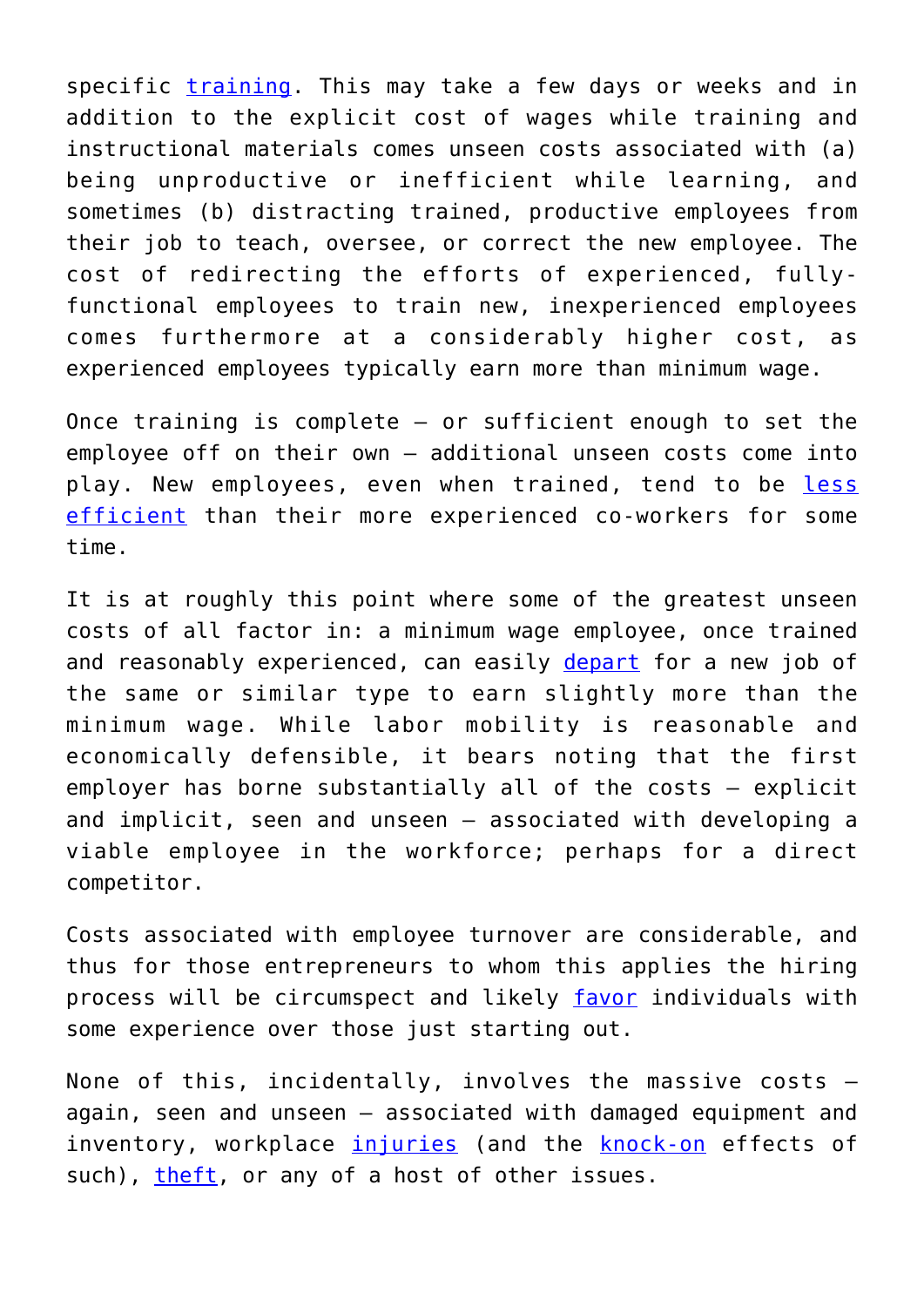specific training. This may take a few days or weeks and in addition to the explicit cost of wages while training and instructional materials comes unseen costs associated with (a) being unproductive or inefficient while learning, and sometimes (b) distracting trained, productive employees from their job to teach, oversee, or correct the new employee. The cost of redirecting the efforts of experienced, fully-functional employees to train new, inexperienced employees comes furthermore at a considerably higher cost, as experienced employees typically earn more than minimum wage.

Once training is complete – or sufficient enough to set the employee off on their own – additional unseen costs come into play. New employees, even when trained, tend to be less efficient than their more experienced co-workers for some time.

It is at roughly this point where some of the greatest unseen costs of all factor in: a minimum wage employee, once trained and reasonably experienced, can easily depart for a new job of the same or similar type to earn slightly more than the minimum wage. While labor mobility is reasonable and economically defensible, it bears noting that the first employer has borne substantially all of the costs – explicit and implicit, seen and unseen – associated with developing a viable employee in the workforce; perhaps for a direct competitor.

Costs associated with employee turnover are considerable, and thus for those entrepreneurs to whom this applies the hiring process will be circumspect and likely favor individuals with some experience over those just starting out.

None of this, incidentally, involves the massive costs – again, seen and unseen – associated with damaged equipment and inventory, workplace injuries (and the knock-on effects of such), theft, or any of a host of other issues.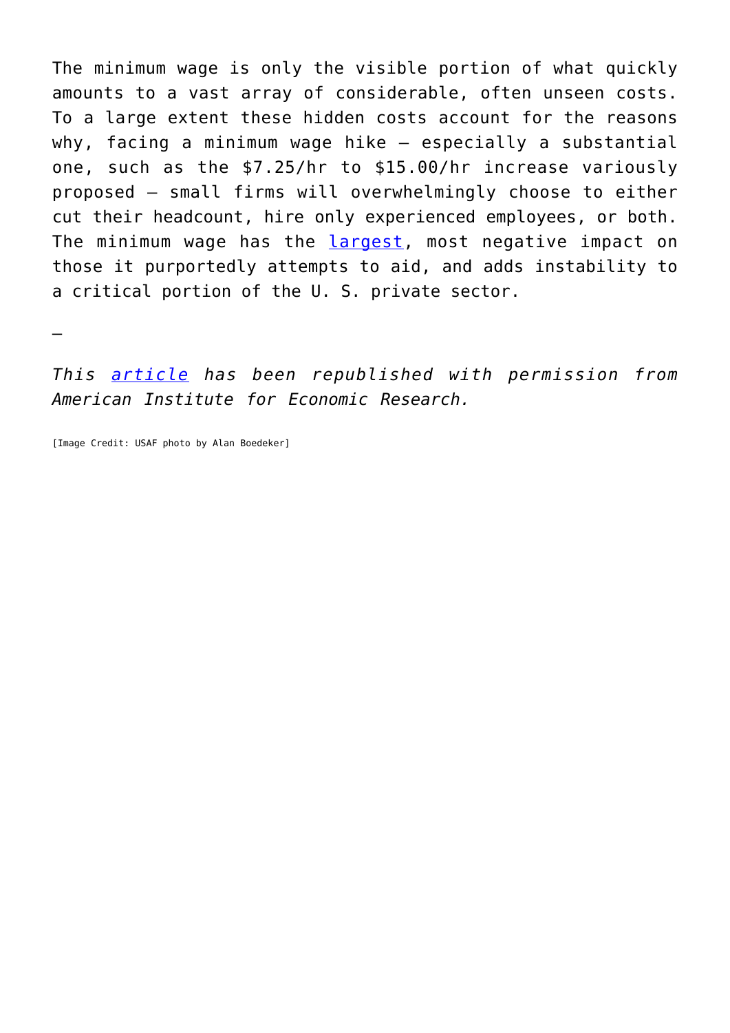The minimum wage is only the visible portion of what quickly amounts to a vast array of considerable, often unseen costs. To a large extent these hidden costs account for the reasons why, facing a minimum wage hike – especially a substantial one, such as the $7.25/hr to $15.00/hr increase variously proposed – small firms will overwhelmingly choose to either cut their headcount, hire only experienced employees, or both. The minimum wage has the largest, most negative impact on those it purportedly attempts to aid, and adds instability to a critical portion of the U. S. private sector.

—

*This article has been republished with permission from American Institute for Economic Research.*

[Image Credit: USAF photo by Alan Boedeker]